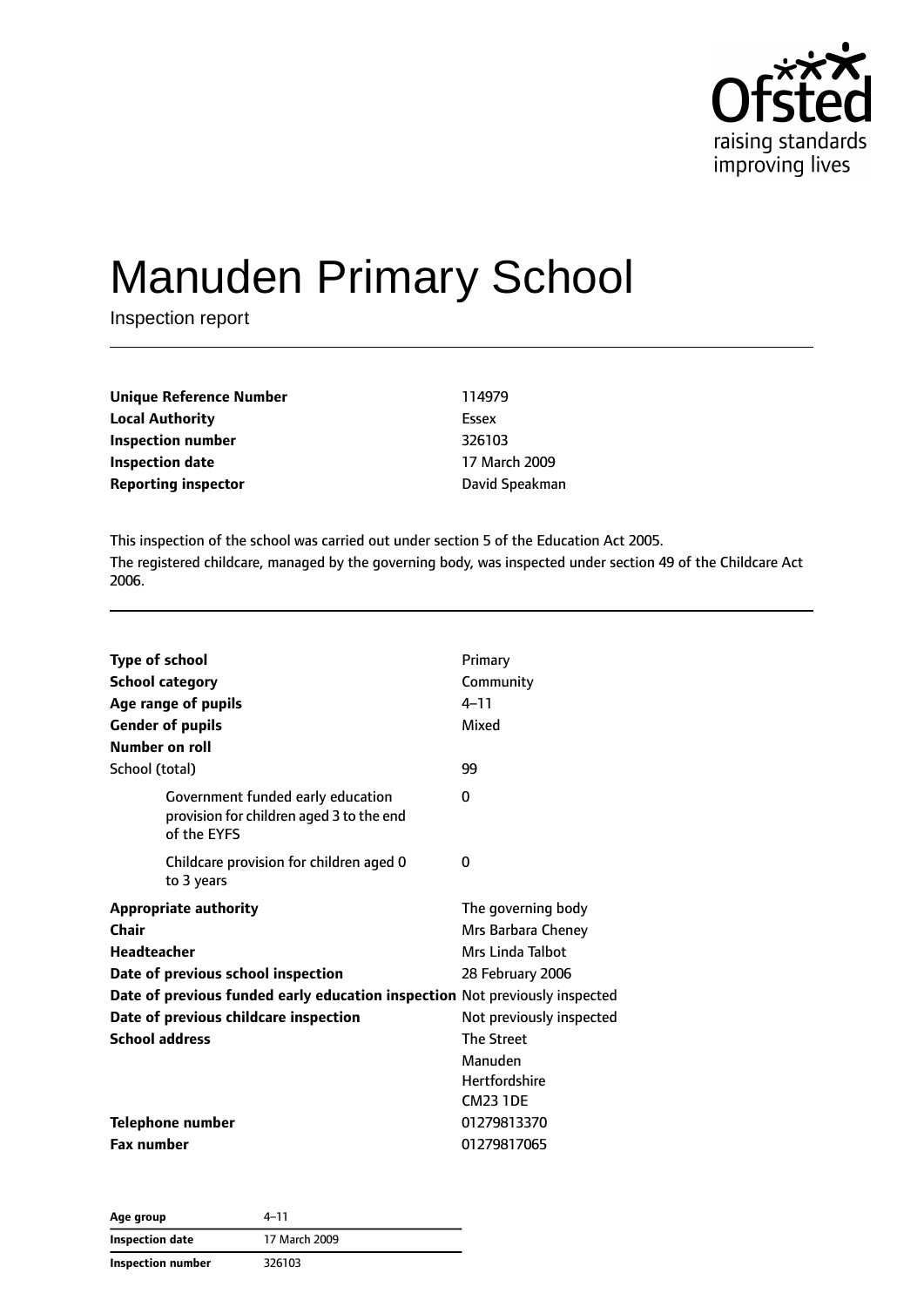# Manuden Primary School

Inspection report

| | |
|---|---|
| **Unique Reference Number** | 114979 |
| **Local Authority** | Essex |
| **Inspection number** | 326103 |
| **Inspection date** | 17 March 2009 |
| **Reporting inspector** | David Speakman |

This inspection of the school was carried out under section 5 of the Education Act 2005.

The registered childcare, managed by the governing body, was inspected under section 49 of the Childcare Act 2006.

| | |
|---|---|
| **Type of school** | Primary |
| **School category** | Community |
| **Age range of pupils** | 4–11 |
| **Gender of pupils** | Mixed |
| **Number on roll** | |
| School (total) | 99 |
| Government funded early education provision for children aged 3 to the end of the EYFS | 0 |
| Childcare provision for children aged 0 to 3 years | 0 |
| **Appropriate authority** | The governing body |
| **Chair** | Mrs Barbara Cheney |
| **Headteacher** | Mrs Linda Talbot |
| **Date of previous school inspection** | 28 February 2006 |
| **Date of previous funded early education inspection** | Not previously inspected |
| **Date of previous childcare inspection** | Not previously inspected |
| **School address** | The Street<br>Manuden<br>Hertfordshire<br>CM23 1DE |
| **Telephone number** | 01279813370 |
| **Fax number** | 01279817065 |

| | |
|---|---|
| **Age group** | 4–11 |
| **Inspection date** | 17 March 2009 |
| **Inspection number** | 326103 |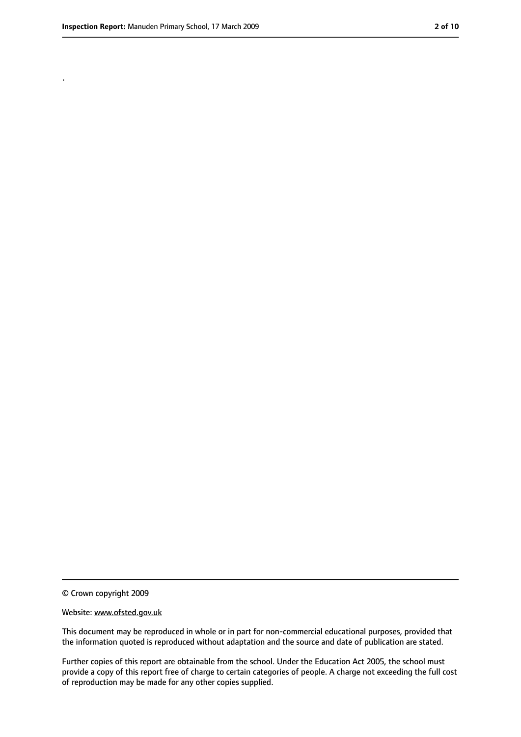.

© Crown copyright 2009

Website: www.ofsted.gov.uk

This document may be reproduced in whole or in part for non-commercial educational purposes, provided that the information quoted is reproduced without adaptation and the source and date of publication are stated.

Further copies of this report are obtainable from the school. Under the Education Act 2005, the school must provide a copy of this report free of charge to certain categories of people. A charge not exceeding the full cost of reproduction may be made for any other copies supplied.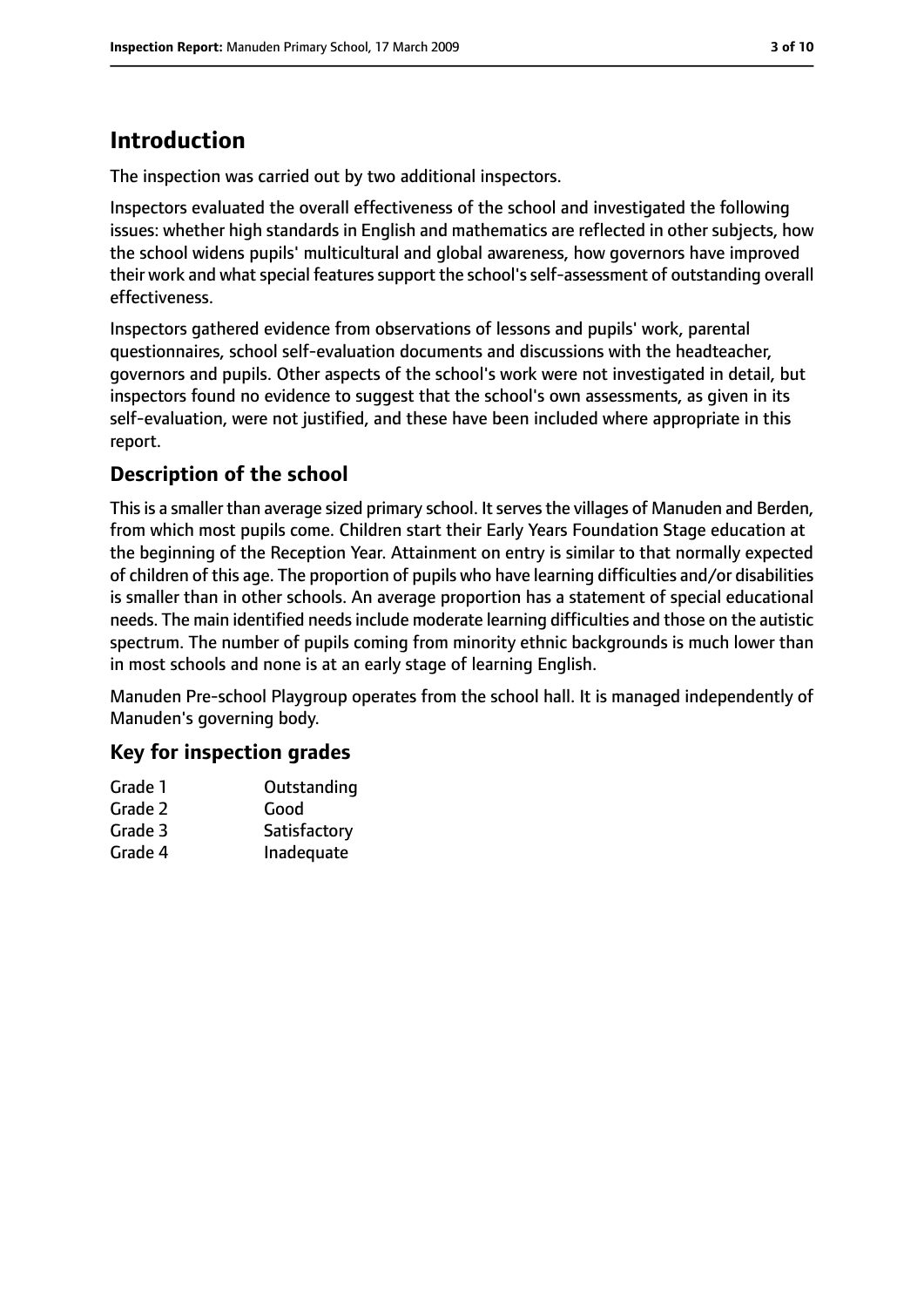## Introduction

The inspection was carried out by two additional inspectors.

Inspectors evaluated the overall effectiveness of the school and investigated the following issues: whether high standards in English and mathematics are reflected in other subjects, how the school widens pupils' multicultural and global awareness, how governors have improved their work and what special features support the school's self-assessment of outstanding overall effectiveness.

Inspectors gathered evidence from observations of lessons and pupils' work, parental questionnaires, school self-evaluation documents and discussions with the headteacher, governors and pupils. Other aspects of the school's work were not investigated in detail, but inspectors found no evidence to suggest that the school's own assessments, as given in its self-evaluation, were not justified, and these have been included where appropriate in this report.

### Description of the school

This is a smaller than average sized primary school. It serves the villages of Manuden and Berden, from which most pupils come. Children start their Early Years Foundation Stage education at the beginning of the Reception Year. Attainment on entry is similar to that normally expected of children of this age. The proportion of pupils who have learning difficulties and/or disabilities is smaller than in other schools. An average proportion has a statement of special educational needs. The main identified needs include moderate learning difficulties and those on the autistic spectrum. The number of pupils coming from minority ethnic backgrounds is much lower than in most schools and none is at an early stage of learning English.

Manuden Pre-school Playgroup operates from the school hall. It is managed independently of Manuden's governing body.

### Key for inspection grades

| | |
|---|---|
| Grade 1 | Outstanding |
| Grade 2 | Good |
| Grade 3 | Satisfactory |
| Grade 4 | Inadequate |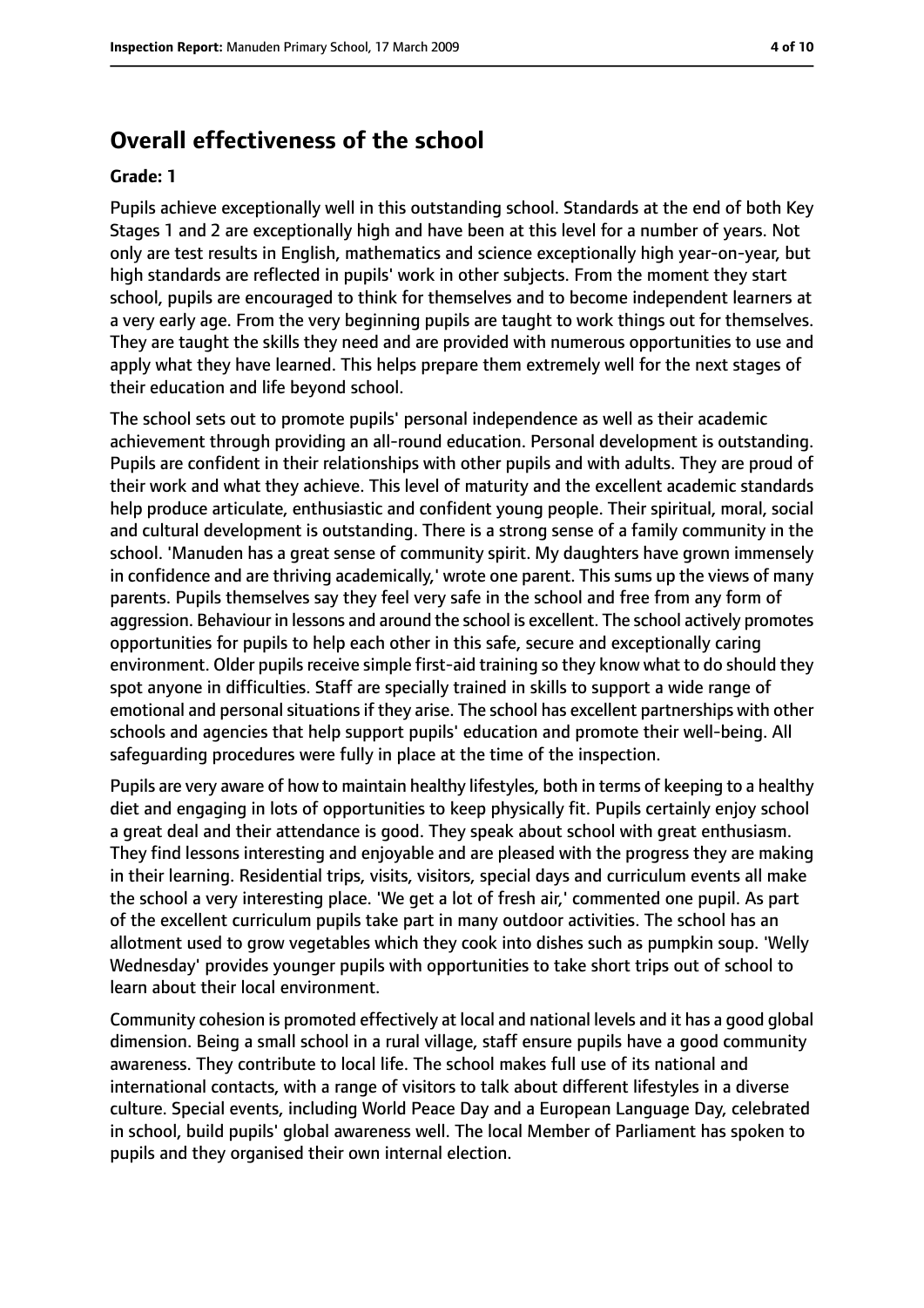## Overall effectiveness of the school

**Grade: 1**

Pupils achieve exceptionally well in this outstanding school. Standards at the end of both Key Stages 1 and 2 are exceptionally high and have been at this level for a number of years. Not only are test results in English, mathematics and science exceptionally high year-on-year, but high standards are reflected in pupils' work in other subjects. From the moment they start school, pupils are encouraged to think for themselves and to become independent learners at a very early age. From the very beginning pupils are taught to work things out for themselves. They are taught the skills they need and are provided with numerous opportunities to use and apply what they have learned. This helps prepare them extremely well for the next stages of their education and life beyond school.

The school sets out to promote pupils' personal independence as well as their academic achievement through providing an all-round education. Personal development is outstanding. Pupils are confident in their relationships with other pupils and with adults. They are proud of their work and what they achieve. This level of maturity and the excellent academic standards help produce articulate, enthusiastic and confident young people. Their spiritual, moral, social and cultural development is outstanding. There is a strong sense of a family community in the school. 'Manuden has a great sense of community spirit. My daughters have grown immensely in confidence and are thriving academically,' wrote one parent. This sums up the views of many parents. Pupils themselves say they feel very safe in the school and free from any form of aggression. Behaviour in lessons and around the school is excellent. The school actively promotes opportunities for pupils to help each other in this safe, secure and exceptionally caring environment. Older pupils receive simple first-aid training so they know what to do should they spot anyone in difficulties. Staff are specially trained in skills to support a wide range of emotional and personal situations if they arise. The school has excellent partnerships with other schools and agencies that help support pupils' education and promote their well-being. All safeguarding procedures were fully in place at the time of the inspection.

Pupils are very aware of how to maintain healthy lifestyles, both in terms of keeping to a healthy diet and engaging in lots of opportunities to keep physically fit. Pupils certainly enjoy school a great deal and their attendance is good. They speak about school with great enthusiasm. They find lessons interesting and enjoyable and are pleased with the progress they are making in their learning. Residential trips, visits, visitors, special days and curriculum events all make the school a very interesting place. 'We get a lot of fresh air,' commented one pupil. As part of the excellent curriculum pupils take part in many outdoor activities. The school has an allotment used to grow vegetables which they cook into dishes such as pumpkin soup. 'Welly Wednesday' provides younger pupils with opportunities to take short trips out of school to learn about their local environment.

Community cohesion is promoted effectively at local and national levels and it has a good global dimension. Being a small school in a rural village, staff ensure pupils have a good community awareness. They contribute to local life. The school makes full use of its national and international contacts, with a range of visitors to talk about different lifestyles in a diverse culture. Special events, including World Peace Day and a European Language Day, celebrated in school, build pupils' global awareness well. The local Member of Parliament has spoken to pupils and they organised their own internal election.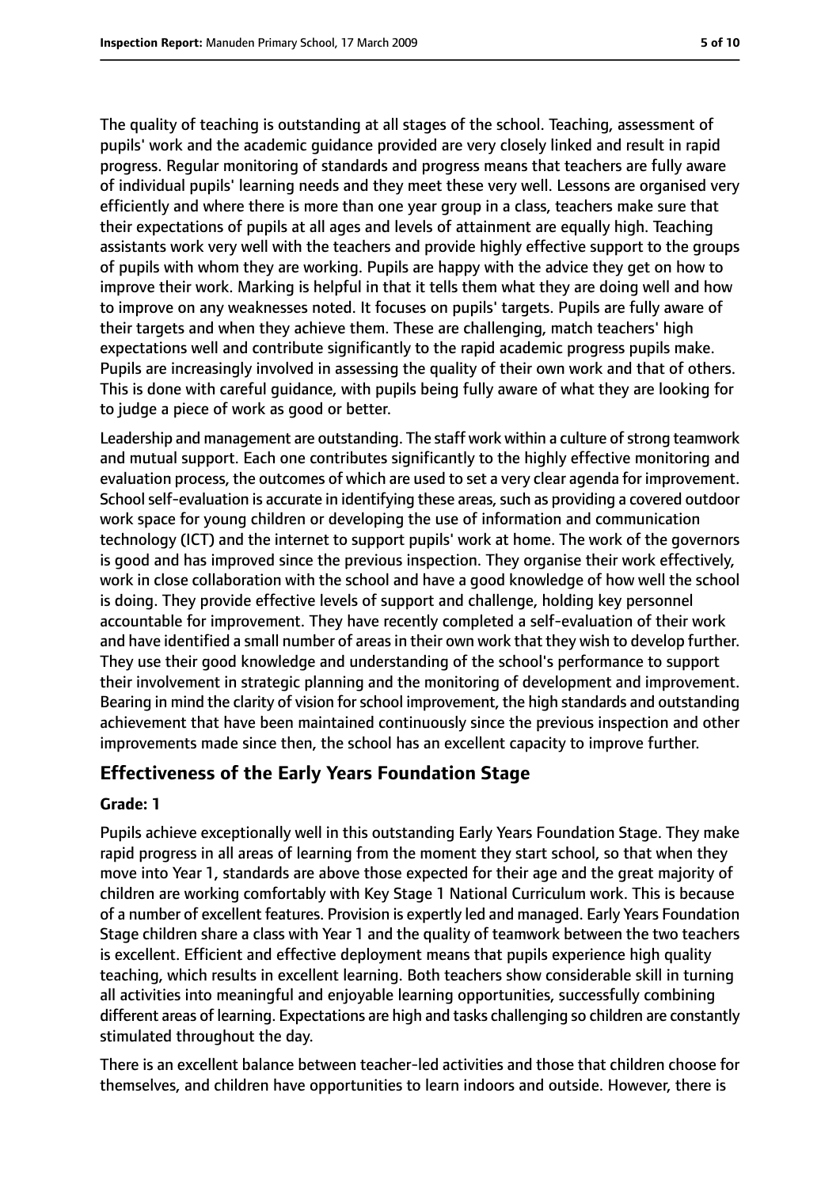The quality of teaching is outstanding at all stages of the school. Teaching, assessment of pupils' work and the academic guidance provided are very closely linked and result in rapid progress. Regular monitoring of standards and progress means that teachers are fully aware of individual pupils' learning needs and they meet these very well. Lessons are organised very efficiently and where there is more than one year group in a class, teachers make sure that their expectations of pupils at all ages and levels of attainment are equally high. Teaching assistants work very well with the teachers and provide highly effective support to the groups of pupils with whom they are working. Pupils are happy with the advice they get on how to improve their work. Marking is helpful in that it tells them what they are doing well and how to improve on any weaknesses noted. It focuses on pupils' targets. Pupils are fully aware of their targets and when they achieve them. These are challenging, match teachers' high expectations well and contribute significantly to the rapid academic progress pupils make. Pupils are increasingly involved in assessing the quality of their own work and that of others. This is done with careful guidance, with pupils being fully aware of what they are looking for to judge a piece of work as good or better.

Leadership and management are outstanding. The staff work within a culture of strong teamwork and mutual support. Each one contributes significantly to the highly effective monitoring and evaluation process, the outcomes of which are used to set a very clear agenda for improvement. School self-evaluation is accurate in identifying these areas, such as providing a covered outdoor work space for young children or developing the use of information and communication technology (ICT) and the internet to support pupils' work at home. The work of the governors is good and has improved since the previous inspection. They organise their work effectively, work in close collaboration with the school and have a good knowledge of how well the school is doing. They provide effective levels of support and challenge, holding key personnel accountable for improvement. They have recently completed a self-evaluation of their work and have identified a small number of areas in their own work that they wish to develop further. They use their good knowledge and understanding of the school's performance to support their involvement in strategic planning and the monitoring of development and improvement. Bearing in mind the clarity of vision for school improvement, the high standards and outstanding achievement that have been maintained continuously since the previous inspection and other improvements made since then, the school has an excellent capacity to improve further.

## Effectiveness of the Early Years Foundation Stage

### Grade: 1

Pupils achieve exceptionally well in this outstanding Early Years Foundation Stage. They make rapid progress in all areas of learning from the moment they start school, so that when they move into Year 1, standards are above those expected for their age and the great majority of children are working comfortably with Key Stage 1 National Curriculum work. This is because of a number of excellent features. Provision is expertly led and managed. Early Years Foundation Stage children share a class with Year 1 and the quality of teamwork between the two teachers is excellent. Efficient and effective deployment means that pupils experience high quality teaching, which results in excellent learning. Both teachers show considerable skill in turning all activities into meaningful and enjoyable learning opportunities, successfully combining different areas of learning. Expectations are high and tasks challenging so children are constantly stimulated throughout the day.

There is an excellent balance between teacher-led activities and those that children choose for themselves, and children have opportunities to learn indoors and outside. However, there is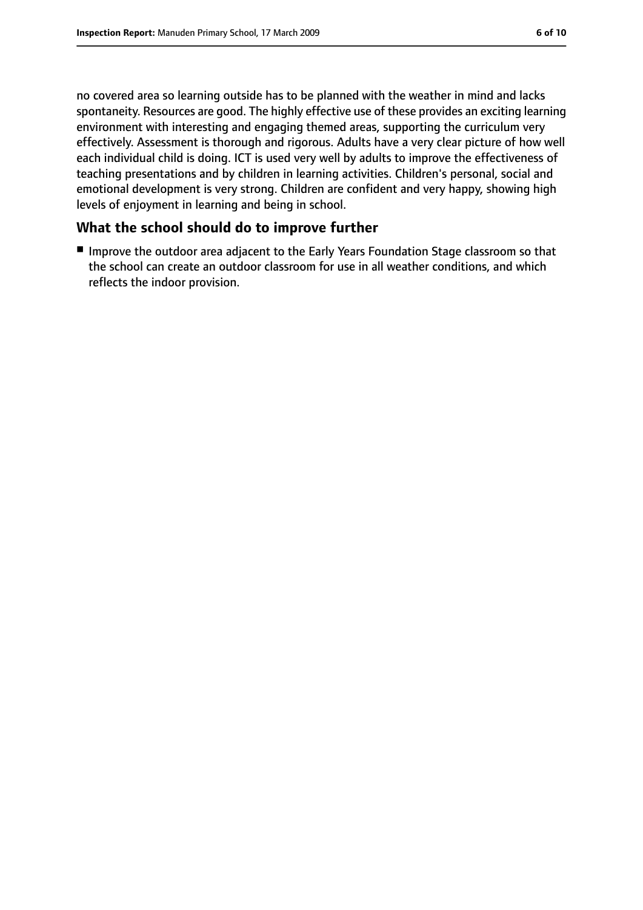no covered area so learning outside has to be planned with the weather in mind and lacks spontaneity. Resources are good. The highly effective use of these provides an exciting learning environment with interesting and engaging themed areas, supporting the curriculum very effectively. Assessment is thorough and rigorous. Adults have a very clear picture of how well each individual child is doing. ICT is used very well by adults to improve the effectiveness of teaching presentations and by children in learning activities. Children's personal, social and emotional development is very strong. Children are confident and very happy, showing high levels of enjoyment in learning and being in school.

## What the school should do to improve further

- Improve the outdoor area adjacent to the Early Years Foundation Stage classroom so that the school can create an outdoor classroom for use in all weather conditions, and which reflects the indoor provision.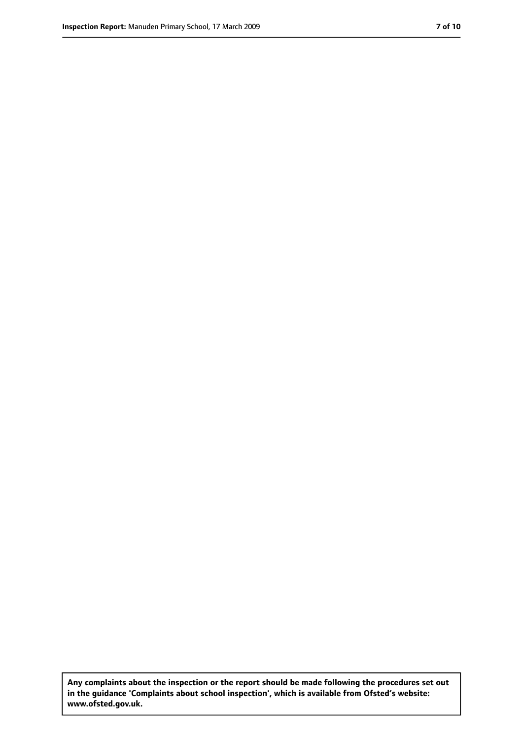**Any complaints about the inspection or the report should be made following the procedures set out in the guidance 'Complaints about school inspection', which is available from Ofsted's website: www.ofsted.gov.uk.**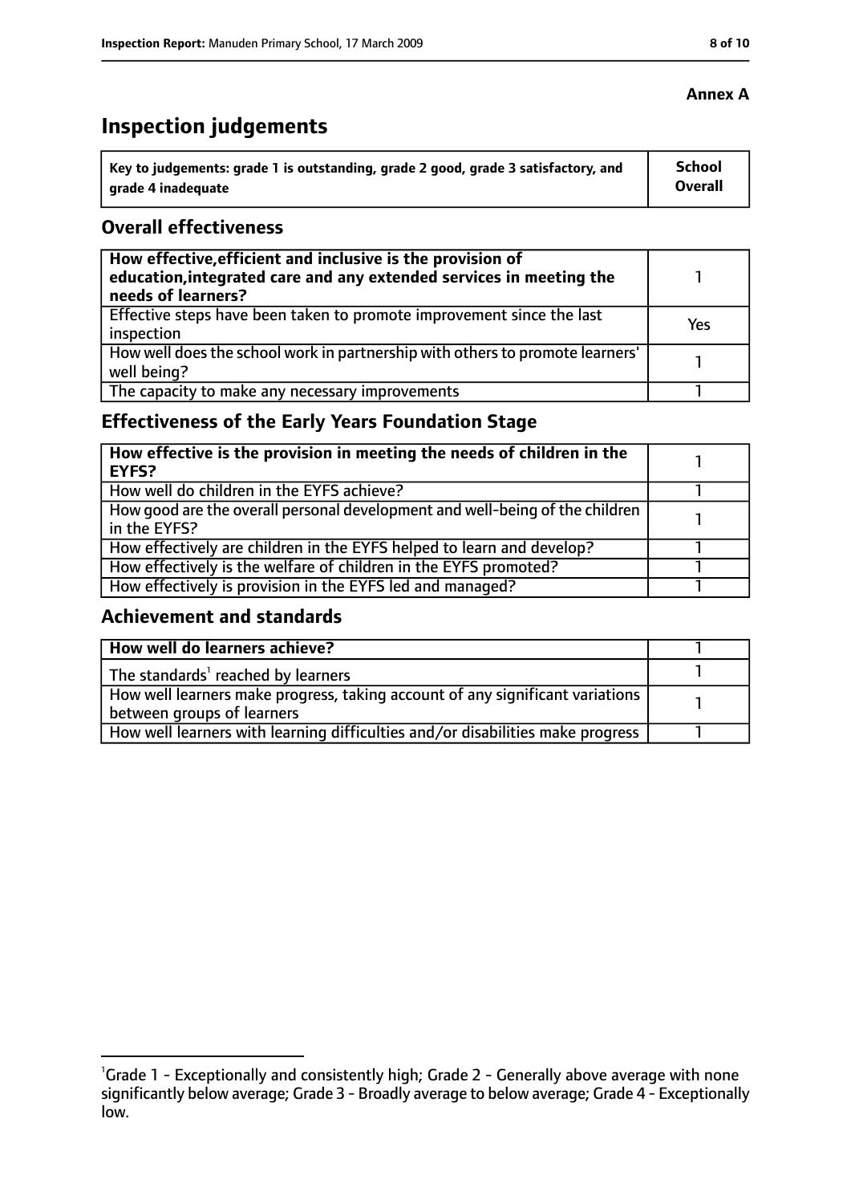**Annex A**

# Inspection judgements

| Key to judgements: grade 1 is outstanding, grade 2 good, grade 3 satisfactory, and grade 4 inadequate | School Overall |
|---|---|

## Overall effectiveness

| | |
|---|---|
| **How effective, efficient and inclusive is the provision of education, integrated care and any extended services in meeting the needs of learners?** | 1 |
| Effective steps have been taken to promote improvement since the last inspection | Yes |
| How well does the school work in partnership with others to promote learners' well being? | 1 |
| The capacity to make any necessary improvements | 1 |

## Effectiveness of the Early Years Foundation Stage

| | |
|---|---|
| **How effective is the provision in meeting the needs of children in the EYFS?** | 1 |
| How well do children in the EYFS achieve? | 1 |
| How good are the overall personal development and well-being of the children in the EYFS? | 1 |
| How effectively are children in the EYFS helped to learn and develop? | 1 |
| How effectively is the welfare of children in the EYFS promoted? | 1 |
| How effectively is provision in the EYFS led and managed? | 1 |

## Achievement and standards

| | |
|---|---|
| **How well do learners achieve?** | 1 |
| The standards[1] reached by learners | 1 |
| How well learners make progress, taking account of any significant variations between groups of learners | 1 |
| How well learners with learning difficulties and/or disabilities make progress | 1 |

[1] Grade 1 - Exceptionally and consistently high; Grade 2 - Generally above average with none significantly below average; Grade 3 - Broadly average to below average; Grade 4 - Exceptionally low.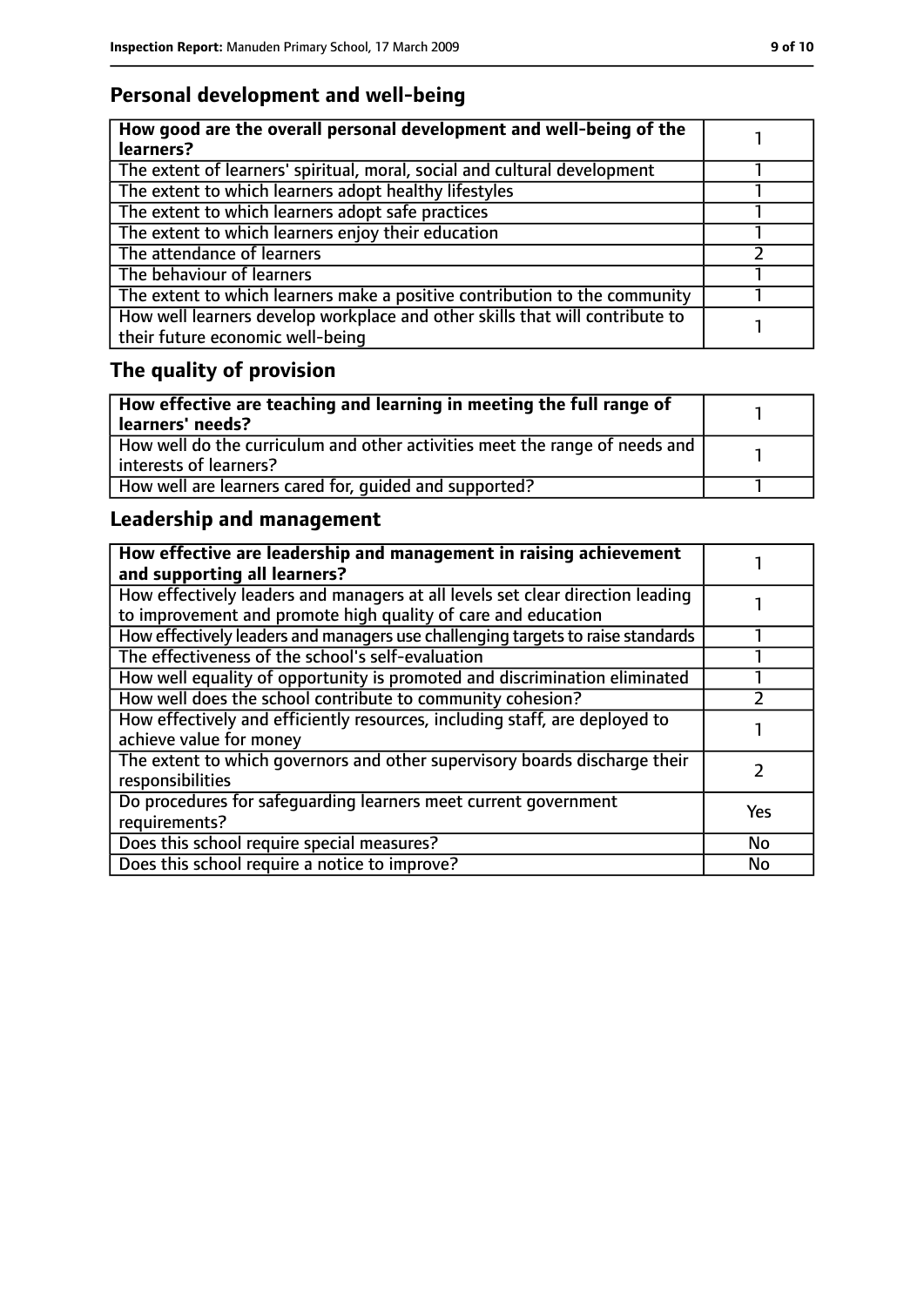## Personal development and well-being

| **How good are the overall personal development and well-being of the learners?** | 1 |
|---|---|
| The extent of learners' spiritual, moral, social and cultural development | 1 |
| The extent to which learners adopt healthy lifestyles | 1 |
| The extent to which learners adopt safe practices | 1 |
| The extent to which learners enjoy their education | 1 |
| The attendance of learners | 2 |
| The behaviour of learners | 1 |
| The extent to which learners make a positive contribution to the community | 1 |
| How well learners develop workplace and other skills that will contribute to their future economic well-being | 1 |

## The quality of provision

| **How effective are teaching and learning in meeting the full range of learners' needs?** | 1 |
|---|---|
| How well do the curriculum and other activities meet the range of needs and interests of learners? | 1 |
| How well are learners cared for, guided and supported? | 1 |

## Leadership and management

| **How effective are leadership and management in raising achievement and supporting all learners?** | 1 |
|---|---|
| How effectively leaders and managers at all levels set clear direction leading to improvement and promote high quality of care and education | 1 |
| How effectively leaders and managers use challenging targets to raise standards | 1 |
| The effectiveness of the school's self-evaluation | 1 |
| How well equality of opportunity is promoted and discrimination eliminated | 1 |
| How well does the school contribute to community cohesion? | 2 |
| How effectively and efficiently resources, including staff, are deployed to achieve value for money | 1 |
| The extent to which governors and other supervisory boards discharge their responsibilities | 2 |
| Do procedures for safeguarding learners meet current government requirements? | Yes |
| Does this school require special measures? | No |
| Does this school require a notice to improve? | No |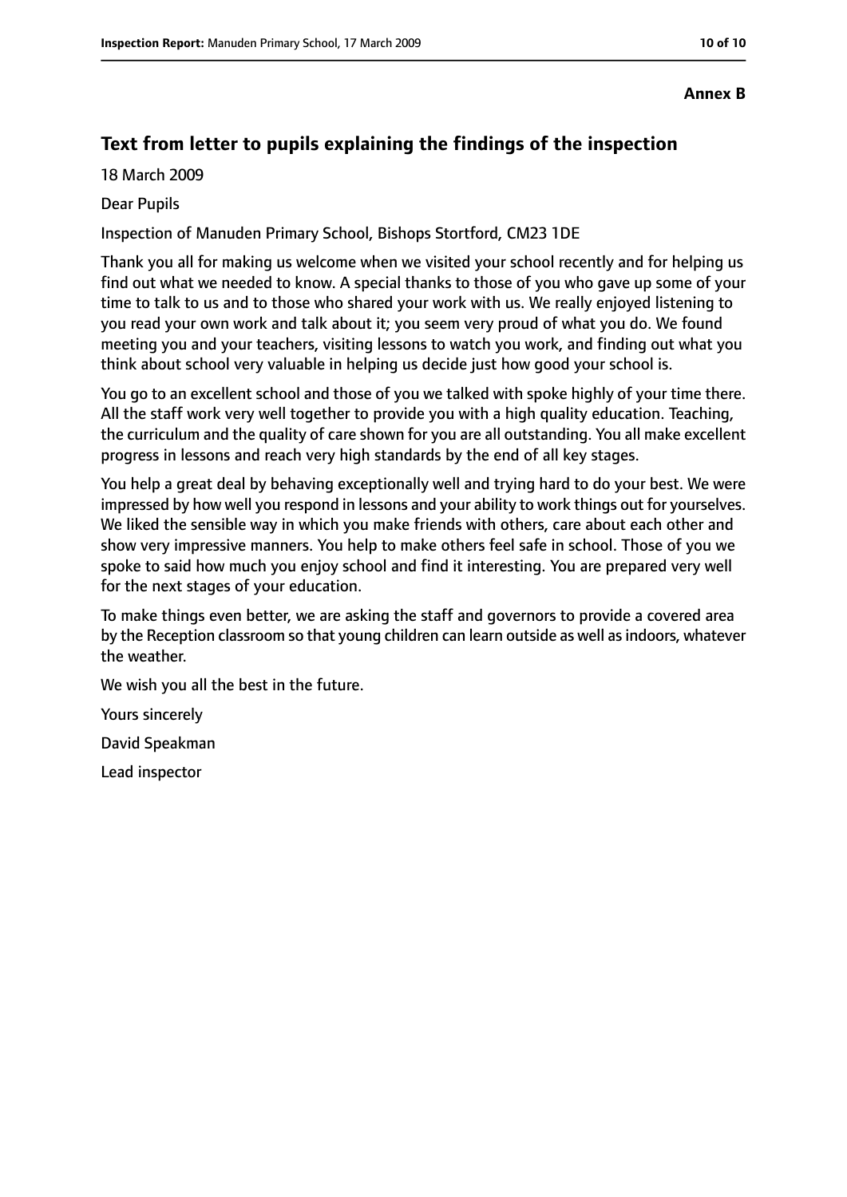**Annex B**

## Text from letter to pupils explaining the findings of the inspection

18 March 2009

Dear Pupils

Inspection of Manuden Primary School, Bishops Stortford, CM23 1DE

Thank you all for making us welcome when we visited your school recently and for helping us find out what we needed to know. A special thanks to those of you who gave up some of your time to talk to us and to those who shared your work with us. We really enjoyed listening to you read your own work and talk about it; you seem very proud of what you do. We found meeting you and your teachers, visiting lessons to watch you work, and finding out what you think about school very valuable in helping us decide just how good your school is.

You go to an excellent school and those of you we talked with spoke highly of your time there. All the staff work very well together to provide you with a high quality education. Teaching, the curriculum and the quality of care shown for you are all outstanding. You all make excellent progress in lessons and reach very high standards by the end of all key stages.

You help a great deal by behaving exceptionally well and trying hard to do your best. We were impressed by how well you respond in lessons and your ability to work things out for yourselves. We liked the sensible way in which you make friends with others, care about each other and show very impressive manners. You help to make others feel safe in school. Those of you we spoke to said how much you enjoy school and find it interesting. You are prepared very well for the next stages of your education.

To make things even better, we are asking the staff and governors to provide a covered area by the Reception classroom so that young children can learn outside as well as indoors, whatever the weather.

We wish you all the best in the future.

Yours sincerely

David Speakman

Lead inspector